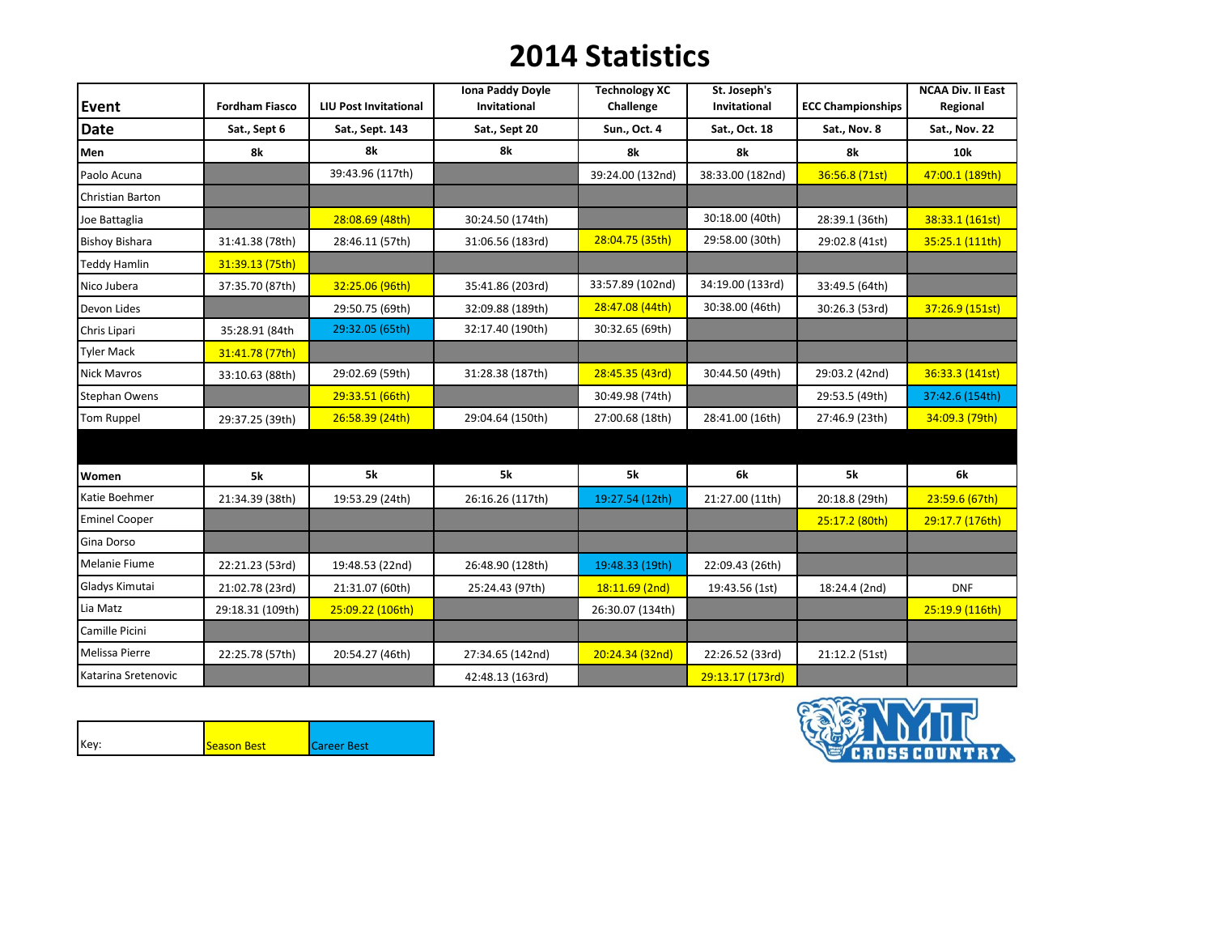# 2014 Statistics

| Event | Fordham Fiasco | LIU Post Invitational | Iona Paddy Doyle Invitational | Technology XC Challenge | St. Joseph's Invitational | ECC Championships | NCAA Div. II East Regional |
|---|---|---|---|---|---|---|---|
| **Date** | Sat., Sept 6 | Sat., Sept. 143 | Sat., Sept 20 | Sun., Oct. 4 | Sat., Oct. 18 | Sat., Nov. 8 | Sat., Nov. 22 |
| **Men** | 8k | 8k | 8k | 8k | 8k | 8k | 10k |
| Paolo Acuna | | 39:43.96 (117th) | | 39:24.00 (132nd) | 38:33.00 (182nd) | 36:56.8 (71st) | 47:00.1 (189th) |
| Christian Barton | | | | | | | |
| Joe Battaglia | | 28:08.69 (48th) | 30:24.50 (174th) | | 30:18.00 (40th) | 28:39.1 (36th) | 38:33.1 (161st) |
| Bishoy Bishara | 31:41.38 (78th) | 28:46.11 (57th) | 31:06.56 (183rd) | 28:04.75 (35th) | 29:58.00 (30th) | 29:02.8 (41st) | 35:25.1 (111th) |
| Teddy Hamlin | 31:39.13 (75th) | | | | | | |
| Nico Jubera | 37:35.70 (87th) | 32:25.06 (96th) | 35:41.86 (203rd) | 33:57.89 (102nd) | 34:19.00 (133rd) | 33:49.5 (64th) | |
| Devon Lides | | 29:50.75 (69th) | 32:09.88 (189th) | 28:47.08 (44th) | 30:38.00 (46th) | 30:26.3 (53rd) | 37:26.9 (151st) |
| Chris Lipari | 35:28.91 (84th | 29:32.05 (65th) | 32:17.40 (190th) | 30:32.65 (69th) | | | |
| Tyler Mack | 31:41.78 (77th) | | | | | | |
| Nick Mavros | 33:10.63 (88th) | 29:02.69 (59th) | 31:28.38 (187th) | 28:45.35 (43rd) | 30:44.50 (49th) | 29:03.2 (42nd) | 36:33.3 (141st) |
| Stephan Owens | | 29:33.51 (66th) | | 30:49.98 (74th) | | 29:53.5 (49th) | 37:42.6 (154th) |
| Tom Ruppel | 29:37.25 (39th) | 26:58.39 (24th) | 29:04.64 (150th) | 27:00.68 (18th) | 28:41.00 (16th) | 27:46.9 (23th) | 34:09.3 (79th) |
| | | | | | | | |
| **Women** | 5k | 5k | 5k | 5k | 6k | 5k | 6k |
| Katie Boehmer | 21:34.39 (38th) | 19:53.29 (24th) | 26:16.26 (117th) | 19:27.54 (12th) | 21:27.00 (11th) | 20:18.8 (29th) | 23:59.6 (67th) |
| Eminel Cooper | | | | | | 25:17.2 (80th) | 29:17.7 (176th) |
| Gina Dorso | | | | | | | |
| Melanie Fiume | 22:21.23 (53rd) | 19:48.53 (22nd) | 26:48.90 (128th) | 19:48.33 (19th) | 22:09.43 (26th) | | |
| Gladys Kimutai | 21:02.78 (23rd) | 21:31.07 (60th) | 25:24.43 (97th) | 18:11.69 (2nd) | 19:43.56 (1st) | 18:24.4 (2nd) | DNF |
| Lia Matz | 29:18.31 (109th) | 25:09.22 (106th) | | 26:30.07 (134th) | | | 25:19.9 (116th) |
| Camille Picini | | | | | | | |
| Melissa Pierre | 22:25.78 (57th) | 20:54.27 (46th) | 27:34.65 (142nd) | 20:24.34 (32nd) | 22:26.52 (33rd) | 21:12.2 (51st) | |
| Katarina Sretenovic | | | 42:48.13 (163rd) | | 29:13.17 (173rd) | | |

| Key: | Season Best | Career Best |
|---|---|---|

NYIT CROSS COUNTRY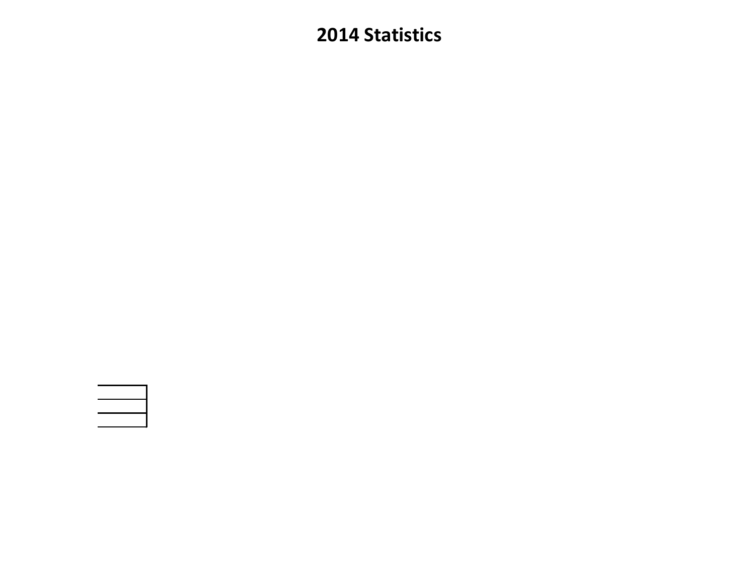# 2014 Statistics